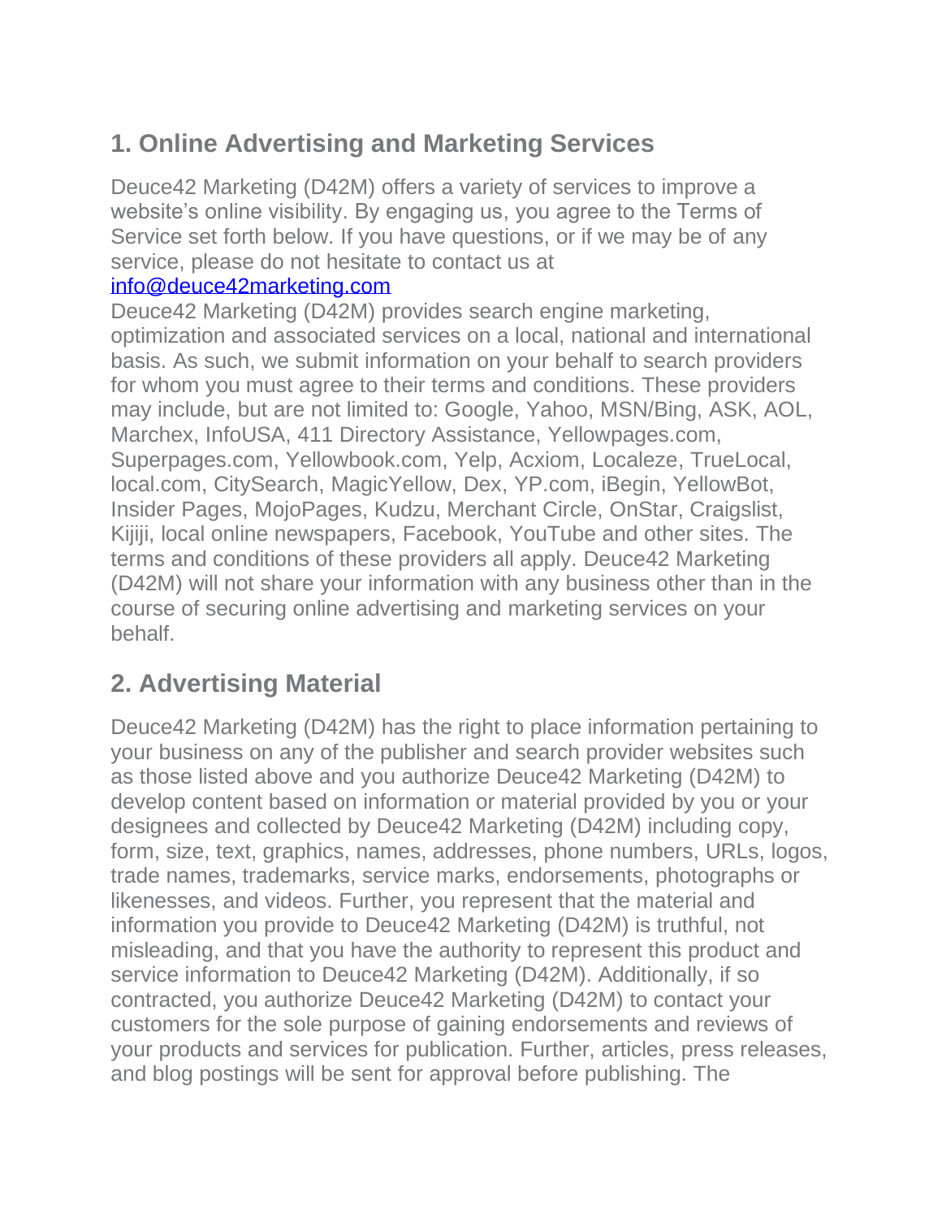## 1. Online Advertising and Marketing Services

Deuce42 Marketing (D42M) offers a variety of services to improve a website's online visibility. By engaging us, you agree to the Terms of Service set forth below. If you have questions, or if we may be of any service, please do not hesitate to contact us at info@deuce42marketing.com

Deuce42 Marketing (D42M) provides search engine marketing, optimization and associated services on a local, national and international basis. As such, we submit information on your behalf to search providers for whom you must agree to their terms and conditions. These providers may include, but are not limited to: Google, Yahoo, MSN/Bing, ASK, AOL, Marchex, InfoUSA, 411 Directory Assistance, Yellowpages.com, Superpages.com, Yellowbook.com, Yelp, Acxiom, Localeze, TrueLocal, local.com, CitySearch, MagicYellow, Dex, YP.com, iBegin, YellowBot, Insider Pages, MojoPages, Kudzu, Merchant Circle, OnStar, Craigslist, Kijiji, local online newspapers, Facebook, YouTube and other sites. The terms and conditions of these providers all apply. Deuce42 Marketing (D42M) will not share your information with any business other than in the course of securing online advertising and marketing services on your behalf.

## 2. Advertising Material

Deuce42 Marketing (D42M) has the right to place information pertaining to your business on any of the publisher and search provider websites such as those listed above and you authorize Deuce42 Marketing (D42M) to develop content based on information or material provided by you or your designees and collected by Deuce42 Marketing (D42M) including copy, form, size, text, graphics, names, addresses, phone numbers, URLs, logos, trade names, trademarks, service marks, endorsements, photographs or likenesses, and videos. Further, you represent that the material and information you provide to Deuce42 Marketing (D42M) is truthful, not misleading, and that you have the authority to represent this product and service information to Deuce42 Marketing (D42M). Additionally, if so contracted, you authorize Deuce42 Marketing (D42M) to contact your customers for the sole purpose of gaining endorsements and reviews of your products and services for publication. Further, articles, press releases, and blog postings will be sent for approval before publishing. The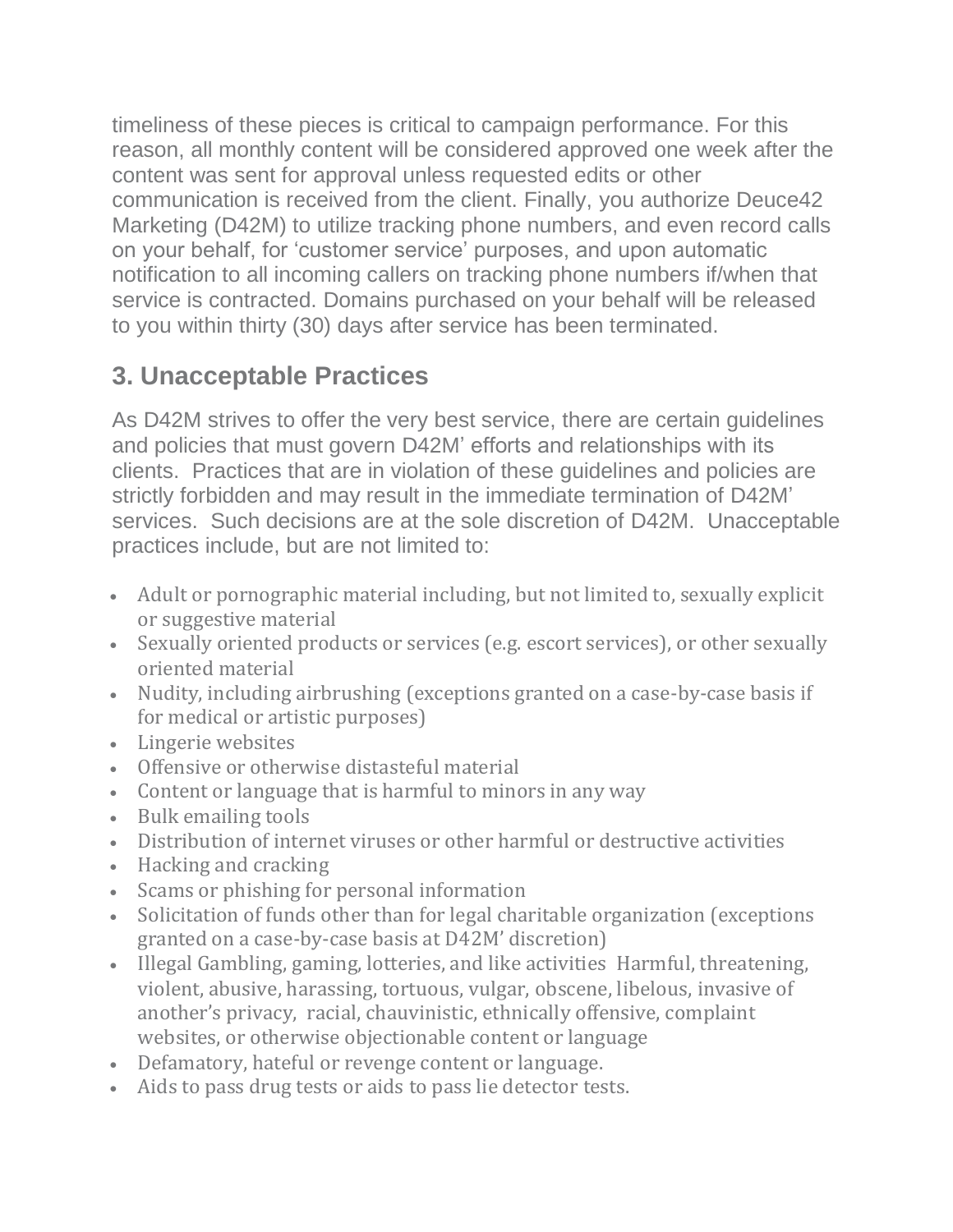timeliness of these pieces is critical to campaign performance. For this reason, all monthly content will be considered approved one week after the content was sent for approval unless requested edits or other communication is received from the client. Finally, you authorize Deuce42 Marketing (D42M) to utilize tracking phone numbers, and even record calls on your behalf, for 'customer service' purposes, and upon automatic notification to all incoming callers on tracking phone numbers if/when that service is contracted. Domains purchased on your behalf will be released to you within thirty (30) days after service has been terminated.

## 3. Unacceptable Practices

As D42M strives to offer the very best service, there are certain guidelines and policies that must govern D42M' efforts and relationships with its clients. Practices that are in violation of these guidelines and policies are strictly forbidden and may result in the immediate termination of D42M' services. Such decisions are at the sole discretion of D42M. Unacceptable practices include, but are not limited to:

- Adult or pornographic material including, but not limited to, sexually explicit or suggestive material
- Sexually oriented products or services (e.g. escort services), or other sexually oriented material
- Nudity, including airbrushing (exceptions granted on a case-by-case basis if for medical or artistic purposes)
- Lingerie websites
- Offensive or otherwise distasteful material
- Content or language that is harmful to minors in any way
- Bulk emailing tools
- Distribution of internet viruses or other harmful or destructive activities
- Hacking and cracking
- Scams or phishing for personal information
- Solicitation of funds other than for legal charitable organization (exceptions granted on a case-by-case basis at D42M' discretion)
- Illegal Gambling, gaming, lotteries, and like activities Harmful, threatening, violent, abusive, harassing, tortuous, vulgar, obscene, libelous, invasive of another's privacy, racial, chauvinistic, ethnically offensive, complaint websites, or otherwise objectionable content or language
- Defamatory, hateful or revenge content or language.
- Aids to pass drug tests or aids to pass lie detector tests.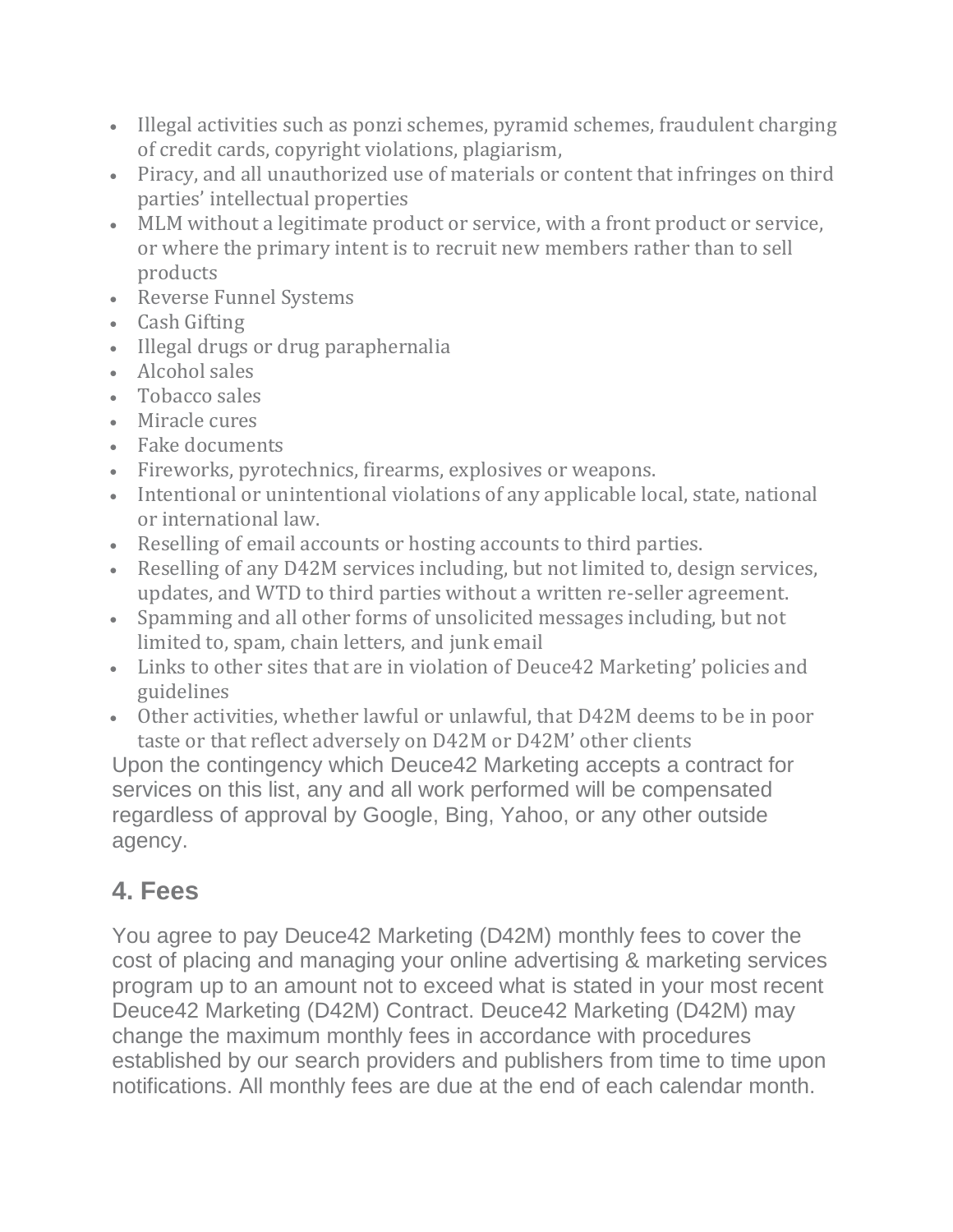- Illegal activities such as ponzi schemes, pyramid schemes, fraudulent charging of credit cards, copyright violations, plagiarism,
- Piracy, and all unauthorized use of materials or content that infringes on third parties' intellectual properties
- MLM without a legitimate product or service, with a front product or service, or where the primary intent is to recruit new members rather than to sell products
- Reverse Funnel Systems
- Cash Gifting
- Illegal drugs or drug paraphernalia
- Alcohol sales
- Tobacco sales
- Miracle cures
- Fake documents
- Fireworks, pyrotechnics, firearms, explosives or weapons.
- Intentional or unintentional violations of any applicable local, state, national or international law.
- Reselling of email accounts or hosting accounts to third parties.
- Reselling of any D42M services including, but not limited to, design services, updates, and WTD to third parties without a written re-seller agreement.
- Spamming and all other forms of unsolicited messages including, but not limited to, spam, chain letters, and junk email
- Links to other sites that are in violation of Deuce42 Marketing' policies and guidelines
- Other activities, whether lawful or unlawful, that D42M deems to be in poor taste or that reflect adversely on D42M or D42M' other clients

Upon the contingency which Deuce42 Marketing accepts a contract for services on this list, any and all work performed will be compensated regardless of approval by Google, Bing, Yahoo, or any other outside agency.

## 4. Fees

You agree to pay Deuce42 Marketing (D42M) monthly fees to cover the cost of placing and managing your online advertising & marketing services program up to an amount not to exceed what is stated in your most recent Deuce42 Marketing (D42M) Contract. Deuce42 Marketing (D42M) may change the maximum monthly fees in accordance with procedures established by our search providers and publishers from time to time upon notifications. All monthly fees are due at the end of each calendar month.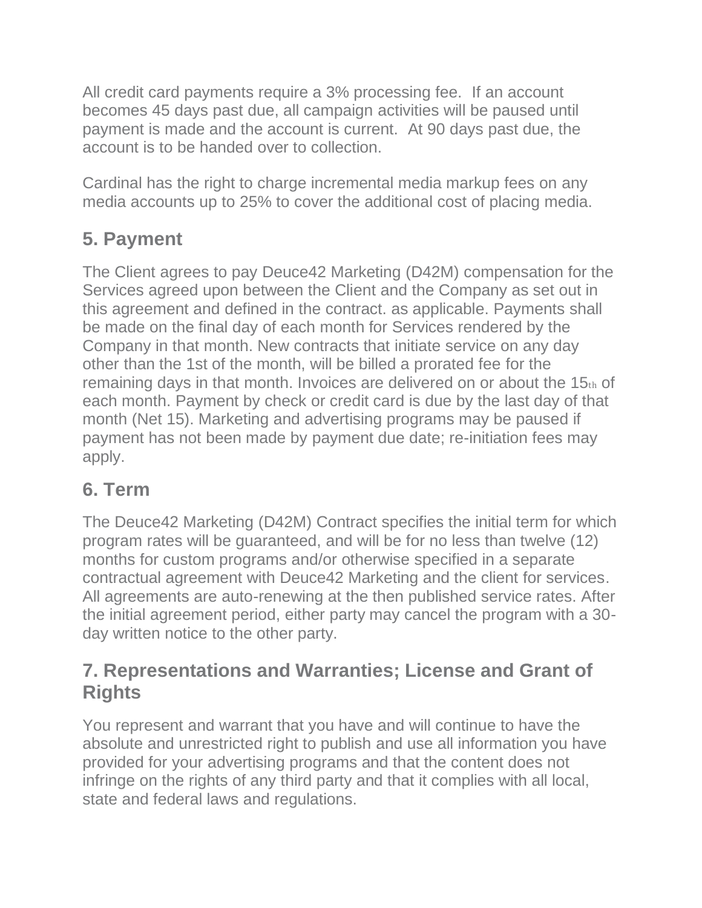All credit card payments require a 3% processing fee. If an account becomes 45 days past due, all campaign activities will be paused until payment is made and the account is current. At 90 days past due, the account is to be handed over to collection.

Cardinal has the right to charge incremental media markup fees on any media accounts up to 25% to cover the additional cost of placing media.

## 5. Payment

The Client agrees to pay Deuce42 Marketing (D42M) compensation for the Services agreed upon between the Client and the Company as set out in this agreement and defined in the contract. as applicable. Payments shall be made on the final day of each month for Services rendered by the Company in that month. New contracts that initiate service on any day other than the 1st of the month, will be billed a prorated fee for the remaining days in that month. Invoices are delivered on or about the 15th of each month. Payment by check or credit card is due by the last day of that month (Net 15). Marketing and advertising programs may be paused if payment has not been made by payment due date; re-initiation fees may apply.

## 6. Term

The Deuce42 Marketing (D42M) Contract specifies the initial term for which program rates will be guaranteed, and will be for no less than twelve (12) months for custom programs and/or otherwise specified in a separate contractual agreement with Deuce42 Marketing and the client for services. All agreements are auto-renewing at the then published service rates. After the initial agreement period, either party may cancel the program with a 30-day written notice to the other party.

## 7. Representations and Warranties; License and Grant of Rights

You represent and warrant that you have and will continue to have the absolute and unrestricted right to publish and use all information you have provided for your advertising programs and that the content does not infringe on the rights of any third party and that it complies with all local, state and federal laws and regulations.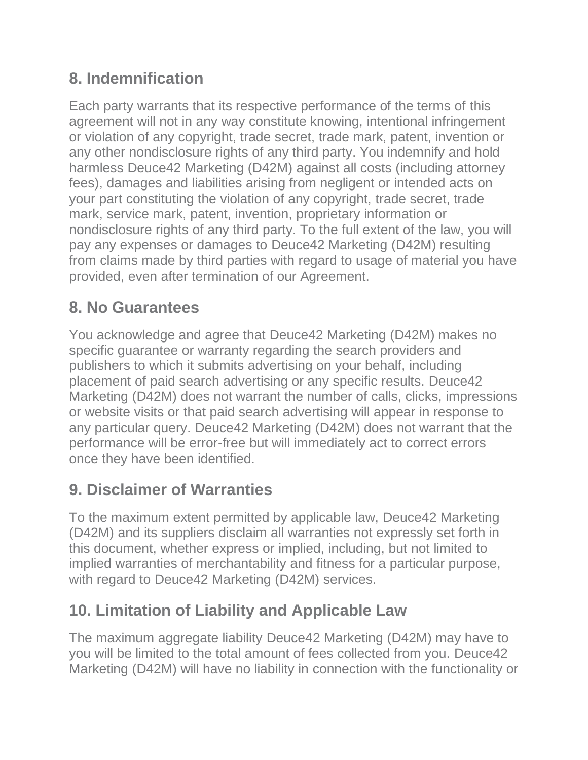## 8. Indemnification

Each party warrants that its respective performance of the terms of this agreement will not in any way constitute knowing, intentional infringement or violation of any copyright, trade secret, trade mark, patent, invention or any other nondisclosure rights of any third party. You indemnify and hold harmless Deuce42 Marketing (D42M) against all costs (including attorney fees), damages and liabilities arising from negligent or intended acts on your part constituting the violation of any copyright, trade secret, trade mark, service mark, patent, invention, proprietary information or nondisclosure rights of any third party. To the full extent of the law, you will pay any expenses or damages to Deuce42 Marketing (D42M) resulting from claims made by third parties with regard to usage of material you have provided, even after termination of our Agreement.

## 8. No Guarantees

You acknowledge and agree that Deuce42 Marketing (D42M) makes no specific guarantee or warranty regarding the search providers and publishers to which it submits advertising on your behalf, including placement of paid search advertising or any specific results. Deuce42 Marketing (D42M) does not warrant the number of calls, clicks, impressions or website visits or that paid search advertising will appear in response to any particular query. Deuce42 Marketing (D42M) does not warrant that the performance will be error-free but will immediately act to correct errors once they have been identified.

## 9. Disclaimer of Warranties

To the maximum extent permitted by applicable law, Deuce42 Marketing (D42M) and its suppliers disclaim all warranties not expressly set forth in this document, whether express or implied, including, but not limited to implied warranties of merchantability and fitness for a particular purpose, with regard to Deuce42 Marketing (D42M) services.

## 10. Limitation of Liability and Applicable Law

The maximum aggregate liability Deuce42 Marketing (D42M) may have to you will be limited to the total amount of fees collected from you. Deuce42 Marketing (D42M) will have no liability in connection with the functionality or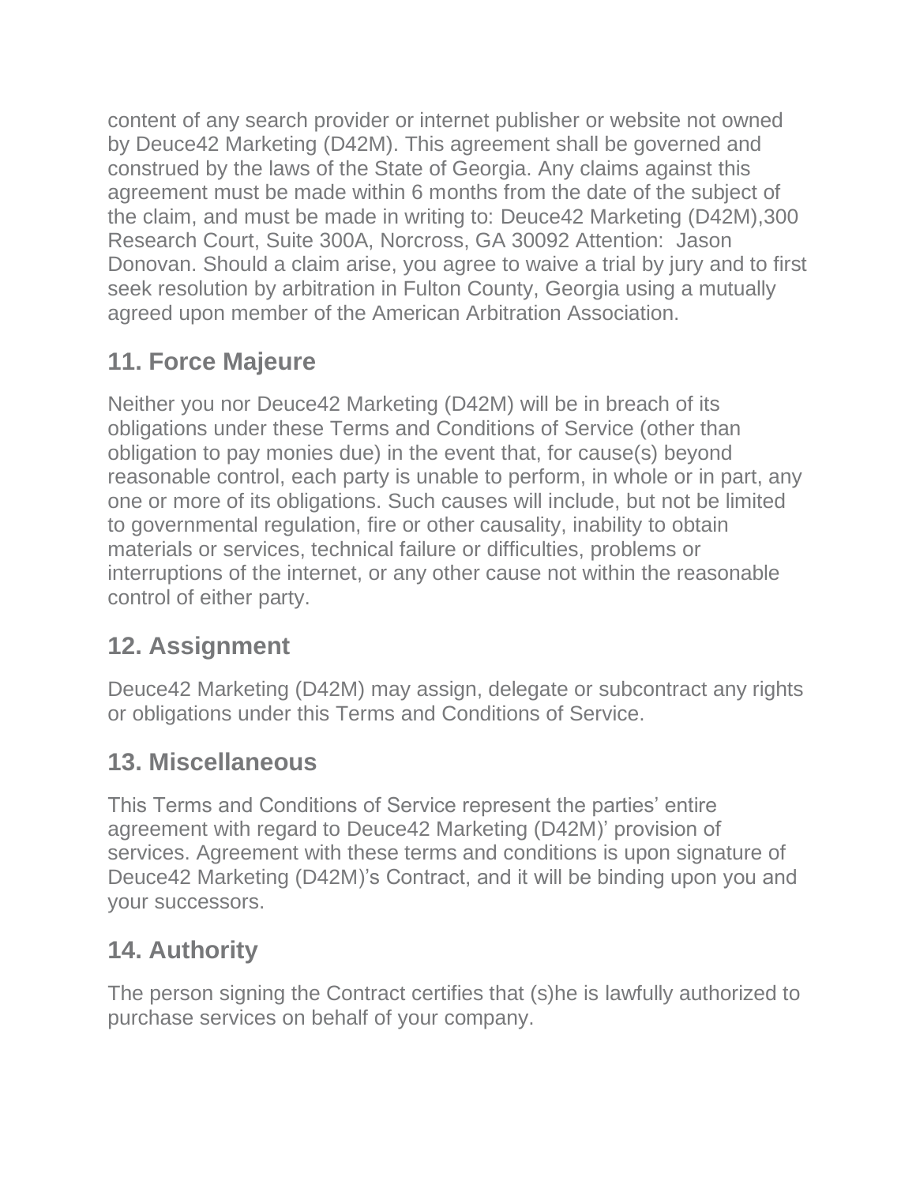content of any search provider or internet publisher or website not owned by Deuce42 Marketing (D42M). This agreement shall be governed and construed by the laws of the State of Georgia. Any claims against this agreement must be made within 6 months from the date of the subject of the claim, and must be made in writing to: Deuce42 Marketing (D42M),300 Research Court, Suite 300A, Norcross, GA 30092 Attention:  Jason Donovan. Should a claim arise, you agree to waive a trial by jury and to first seek resolution by arbitration in Fulton County, Georgia using a mutually agreed upon member of the American Arbitration Association.

## 11. Force Majeure

Neither you nor Deuce42 Marketing (D42M) will be in breach of its obligations under these Terms and Conditions of Service (other than obligation to pay monies due) in the event that, for cause(s) beyond reasonable control, each party is unable to perform, in whole or in part, any one or more of its obligations. Such causes will include, but not be limited to governmental regulation, fire or other causality, inability to obtain materials or services, technical failure or difficulties, problems or interruptions of the internet, or any other cause not within the reasonable control of either party.

## 12. Assignment

Deuce42 Marketing (D42M) may assign, delegate or subcontract any rights or obligations under this Terms and Conditions of Service.

## 13. Miscellaneous

This Terms and Conditions of Service represent the parties' entire agreement with regard to Deuce42 Marketing (D42M)' provision of services. Agreement with these terms and conditions is upon signature of Deuce42 Marketing (D42M)'s Contract, and it will be binding upon you and your successors.

## 14. Authority

The person signing the Contract certifies that (s)he is lawfully authorized to purchase services on behalf of your company.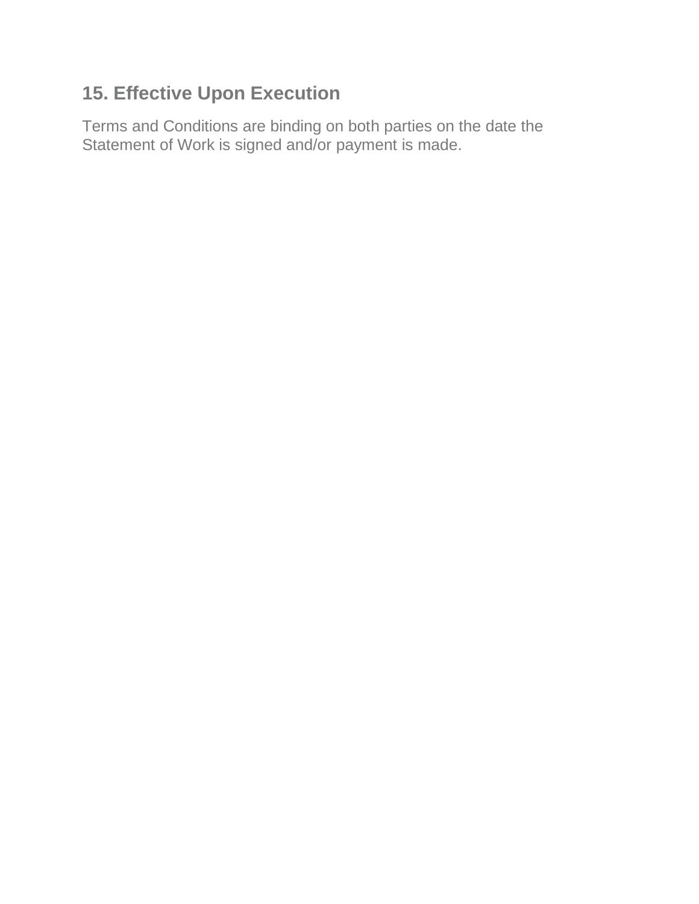## 15. Effective Upon Execution

Terms and Conditions are binding on both parties on the date the Statement of Work is signed and/or payment is made.